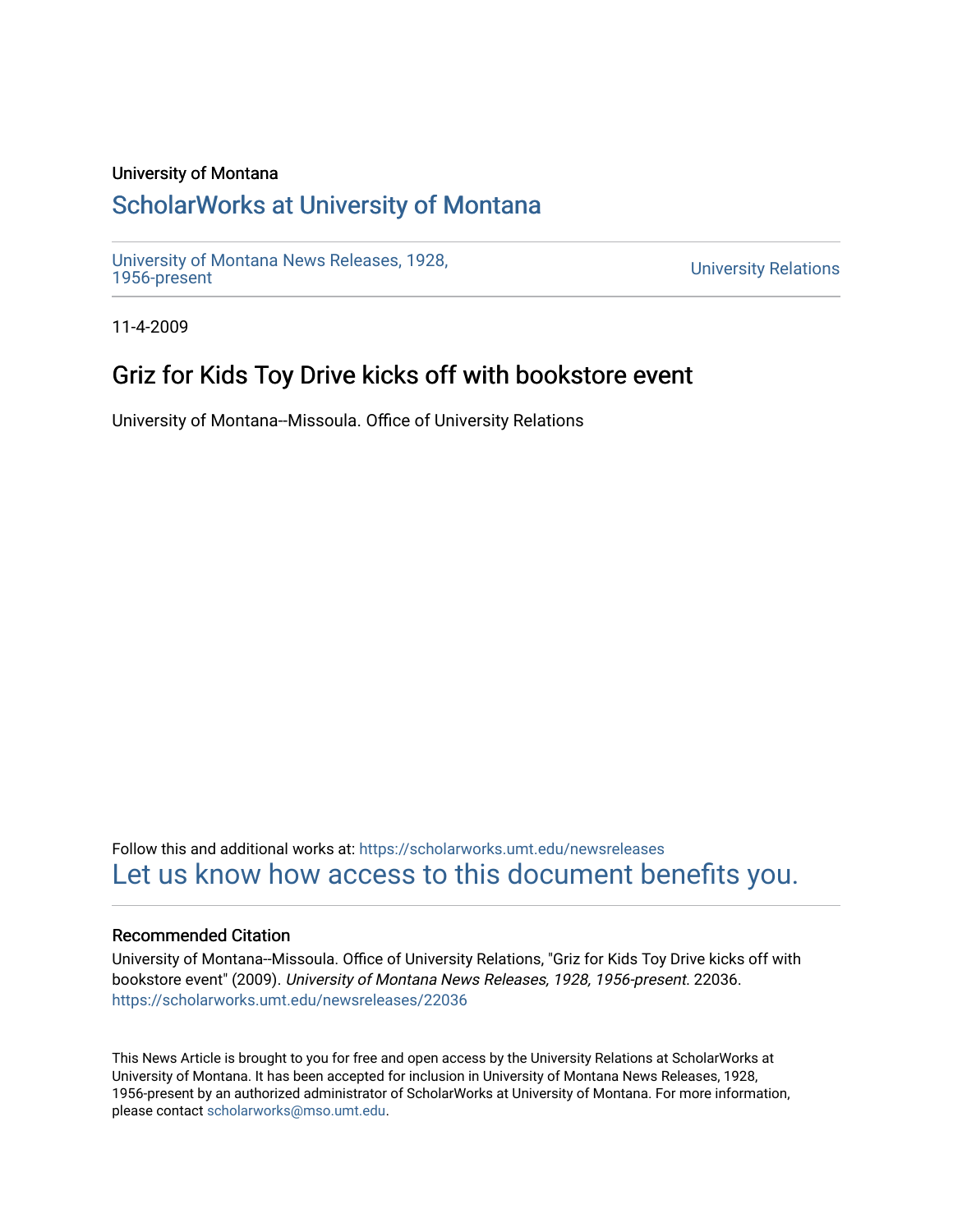University of Montana

# ScholarWorks at University of Montana

University of Montana News Releases, 1928, 1956-present

University Relations

11-4-2009

## Griz for Kids Toy Drive kicks off with bookstore event

University of Montana--Missoula. Office of University Relations

Follow this and additional works at: https://scholarworks.umt.edu/newsreleases

Let us know how access to this document benefits you.

### Recommended Citation

University of Montana--Missoula. Office of University Relations, "Griz for Kids Toy Drive kicks off with bookstore event" (2009). *University of Montana News Releases, 1928, 1956-present*. 22036.
https://scholarworks.umt.edu/newsreleases/22036

This News Article is brought to you for free and open access by the University Relations at ScholarWorks at University of Montana. It has been accepted for inclusion in University of Montana News Releases, 1928, 1956-present by an authorized administrator of ScholarWorks at University of Montana. For more information, please contact scholarworks@mso.umt.edu.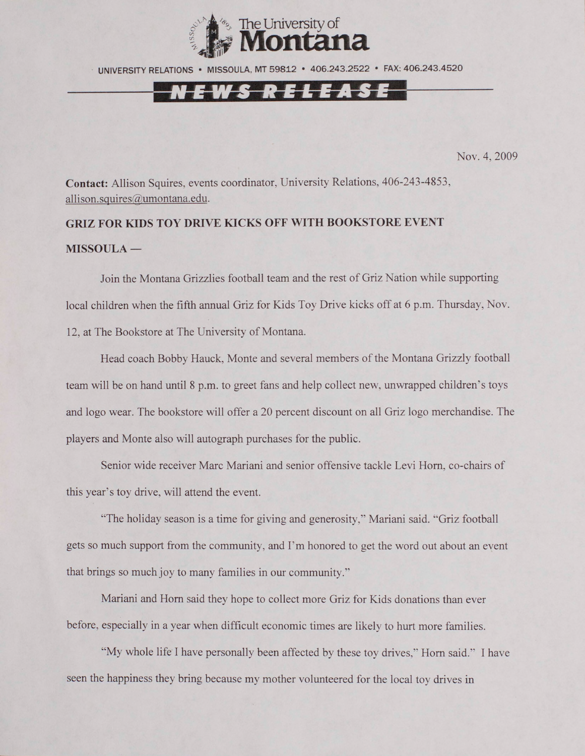The University of Montana

UNIVERSITY RELATIONS • MISSOULA, MT 59812 • 406.243.2522 • FAX: 406.243.4520

**NEWS RELEASE**

Nov. 4, 2009

**Contact:** Allison Squires, events coordinator, University Relations, 406-243-4853, allison.squires@umontana.edu.

**GRIZ FOR KIDS TOY DRIVE KICKS OFF WITH BOOKSTORE EVENT**

**MISSOULA —**

Join the Montana Grizzlies football team and the rest of Griz Nation while supporting local children when the fifth annual Griz for Kids Toy Drive kicks off at 6 p.m. Thursday, Nov. 12, at The Bookstore at The University of Montana.

Head coach Bobby Hauck, Monte and several members of the Montana Grizzly football team will be on hand until 8 p.m. to greet fans and help collect new, unwrapped children's toys and logo wear. The bookstore will offer a 20 percent discount on all Griz logo merchandise. The players and Monte also will autograph purchases for the public.

Senior wide receiver Marc Mariani and senior offensive tackle Levi Horn, co-chairs of this year's toy drive, will attend the event.

"The holiday season is a time for giving and generosity," Mariani said. "Griz football gets so much support from the community, and I'm honored to get the word out about an event that brings so much joy to many families in our community."

Mariani and Horn said they hope to collect more Griz for Kids donations than ever before, especially in a year when difficult economic times are likely to hurt more families.

"My whole life I have personally been affected by these toy drives," Horn said." I have seen the happiness they bring because my mother volunteered for the local toy drives in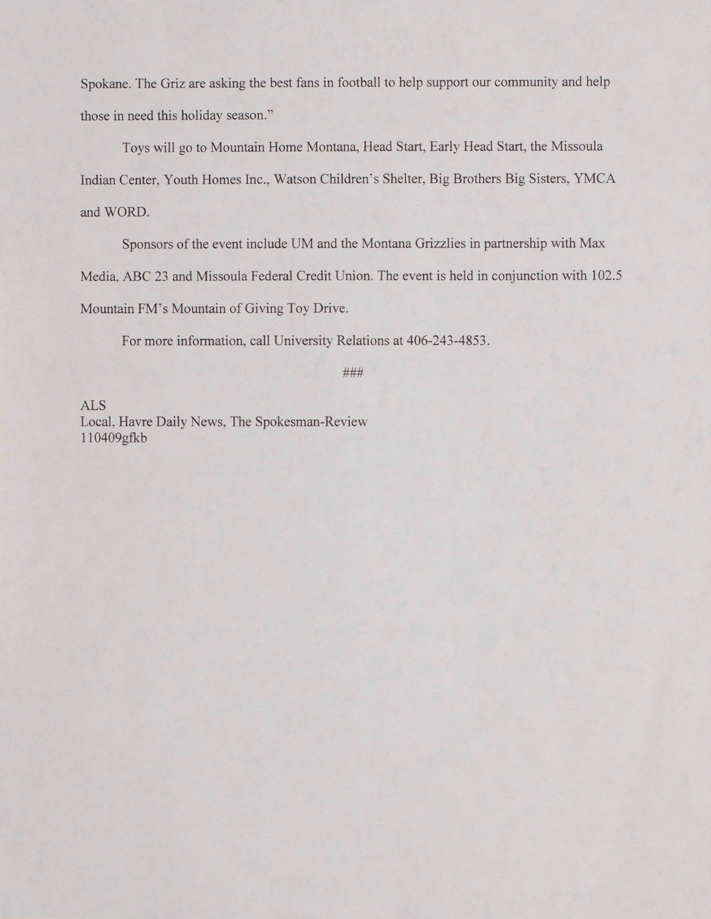Spokane. The Griz are asking the best fans in football to help support our community and help those in need this holiday season."

Toys will go to Mountain Home Montana, Head Start, Early Head Start, the Missoula Indian Center, Youth Homes Inc., Watson Children's Shelter, Big Brothers Big Sisters, YMCA and WORD.

Sponsors of the event include UM and the Montana Grizzlies in partnership with Max Media, ABC 23 and Missoula Federal Credit Union. The event is held in conjunction with 102.5 Mountain FM's Mountain of Giving Toy Drive.

For more information, call University Relations at 406-243-4853.

###

ALS
Local, Havre Daily News, The Spokesman-Review
110409gfkb